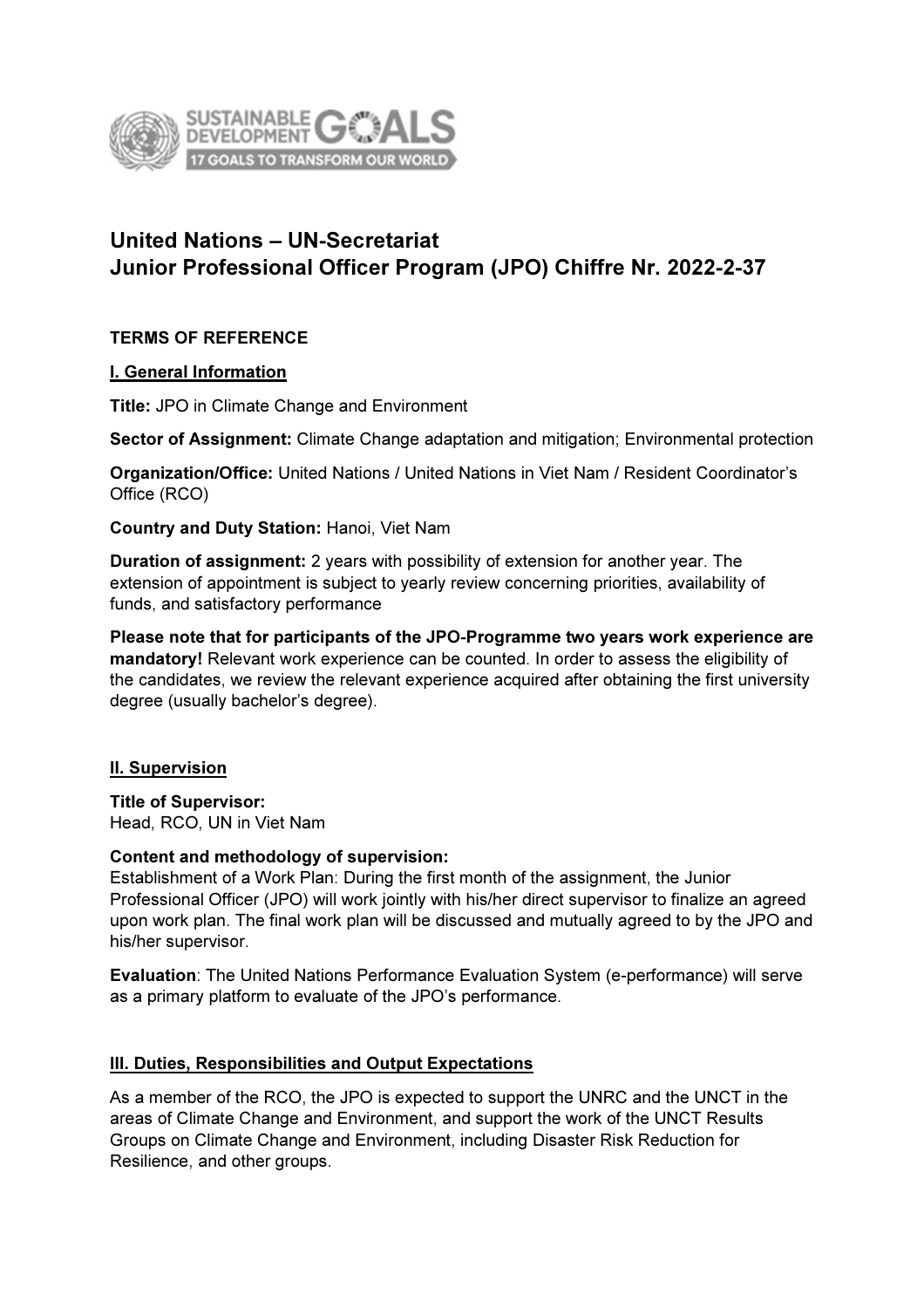# United Nations – UN-Secretariat
# Junior Professional Officer Program (JPO) Chiffre Nr. 2022-2-37

**TERMS OF REFERENCE**

## I. General Information

**Title:** JPO in Climate Change and Environment

**Sector of Assignment:** Climate Change adaptation and mitigation; Environmental protection

**Organization/Office:** United Nations / United Nations in Viet Nam / Resident Coordinator's Office (RCO)

**Country and Duty Station:** Hanoi, Viet Nam

**Duration of assignment:** 2 years with possibility of extension for another year. The extension of appointment is subject to yearly review concerning priorities, availability of funds, and satisfactory performance

**Please note that for participants of the JPO-Programme two years work experience are mandatory!** Relevant work experience can be counted. In order to assess the eligibility of the candidates, we review the relevant experience acquired after obtaining the first university degree (usually bachelor's degree).

## II. Supervision

**Title of Supervisor:**
Head, RCO, UN in Viet Nam

**Content and methodology of supervision:**
Establishment of a Work Plan: During the first month of the assignment, the Junior Professional Officer (JPO) will work jointly with his/her direct supervisor to finalize an agreed upon work plan. The final work plan will be discussed and mutually agreed to by the JPO and his/her supervisor.

**Evaluation**: The United Nations Performance Evaluation System (e-performance) will serve as a primary platform to evaluate of the JPO's performance.

## III. Duties, Responsibilities and Output Expectations

As a member of the RCO, the JPO is expected to support the UNRC and the UNCT in the areas of Climate Change and Environment, and support the work of the UNCT Results Groups on Climate Change and Environment, including Disaster Risk Reduction for Resilience, and other groups.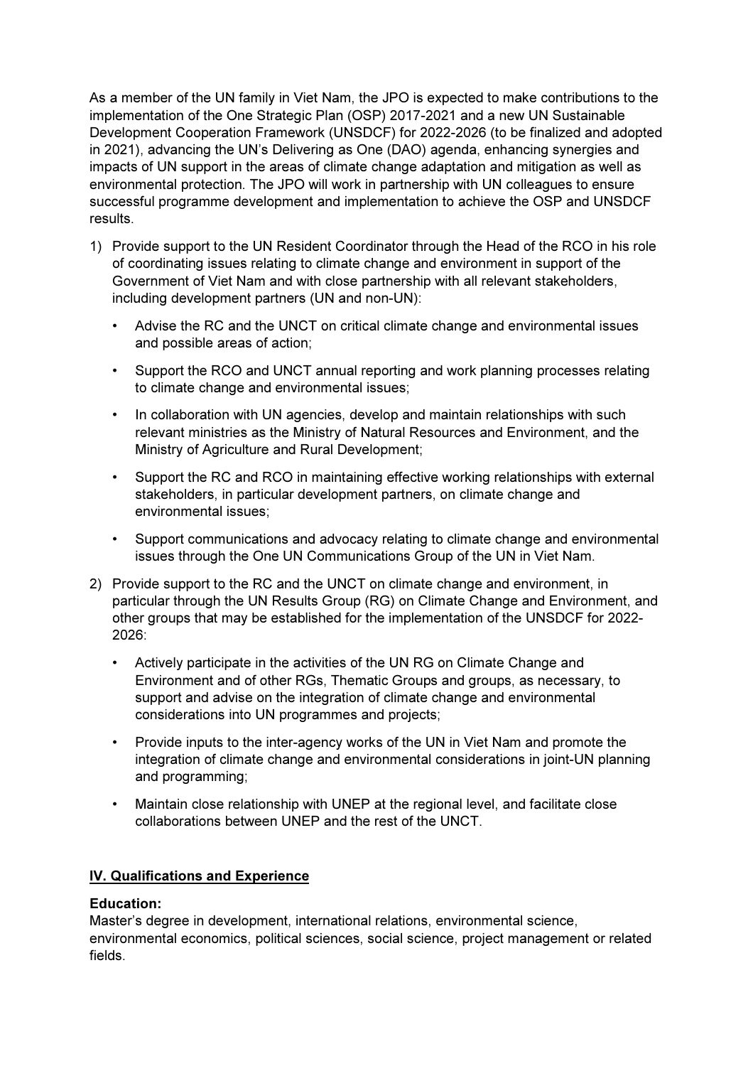As a member of the UN family in Viet Nam, the JPO is expected to make contributions to the implementation of the One Strategic Plan (OSP) 2017-2021 and a new UN Sustainable Development Cooperation Framework (UNSDCF) for 2022-2026 (to be finalized and adopted in 2021), advancing the UN's Delivering as One (DAO) agenda, enhancing synergies and impacts of UN support in the areas of climate change adaptation and mitigation as well as environmental protection. The JPO will work in partnership with UN colleagues to ensure successful programme development and implementation to achieve the OSP and UNSDCF results.

1) Provide support to the UN Resident Coordinator through the Head of the RCO in his role of coordinating issues relating to climate change and environment in support of the Government of Viet Nam and with close partnership with all relevant stakeholders, including development partners (UN and non-UN):
   - Advise the RC and the UNCT on critical climate change and environmental issues and possible areas of action;
   - Support the RCO and UNCT annual reporting and work planning processes relating to climate change and environmental issues;
   - In collaboration with UN agencies, develop and maintain relationships with such relevant ministries as the Ministry of Natural Resources and Environment, and the Ministry of Agriculture and Rural Development;
   - Support the RC and RCO in maintaining effective working relationships with external stakeholders, in particular development partners, on climate change and environmental issues;
   - Support communications and advocacy relating to climate change and environmental issues through the One UN Communications Group of the UN in Viet Nam.
2) Provide support to the RC and the UNCT on climate change and environment, in particular through the UN Results Group (RG) on Climate Change and Environment, and other groups that may be established for the implementation of the UNSDCF for 2022-2026:
   - Actively participate in the activities of the UN RG on Climate Change and Environment and of other RGs, Thematic Groups and groups, as necessary, to support and advise on the integration of climate change and environmental considerations into UN programmes and projects;
   - Provide inputs to the inter-agency works of the UN in Viet Nam and promote the integration of climate change and environmental considerations in joint-UN planning and programming;
   - Maintain close relationship with UNEP at the regional level, and facilitate close collaborations between UNEP and the rest of the UNCT.

## IV. Qualifications and Experience

**Education:**
Master's degree in development, international relations, environmental science, environmental economics, political sciences, social science, project management or related fields.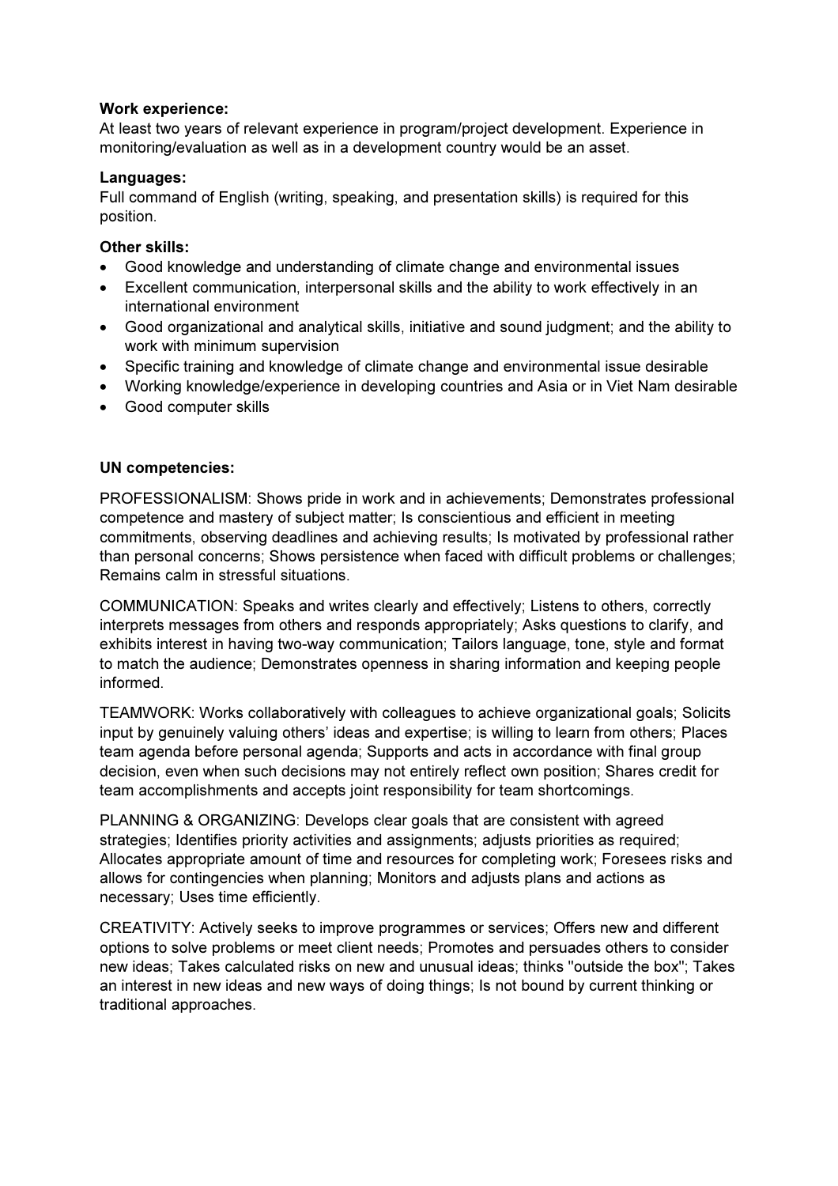**Work experience:**
At least two years of relevant experience in program/project development. Experience in monitoring/evaluation as well as in a development country would be an asset.

**Languages:**
Full command of English (writing, speaking, and presentation skills) is required for this position.

**Other skills:**

- Good knowledge and understanding of climate change and environmental issues
- Excellent communication, interpersonal skills and the ability to work effectively in an international environment
- Good organizational and analytical skills, initiative and sound judgment; and the ability to work with minimum supervision
- Specific training and knowledge of climate change and environmental issue desirable
- Working knowledge/experience in developing countries and Asia or in Viet Nam desirable
- Good computer skills

**UN competencies:**

PROFESSIONALISM: Shows pride in work and in achievements; Demonstrates professional competence and mastery of subject matter; Is conscientious and efficient in meeting commitments, observing deadlines and achieving results; Is motivated by professional rather than personal concerns; Shows persistence when faced with difficult problems or challenges; Remains calm in stressful situations.

COMMUNICATION: Speaks and writes clearly and effectively; Listens to others, correctly interprets messages from others and responds appropriately; Asks questions to clarify, and exhibits interest in having two-way communication; Tailors language, tone, style and format to match the audience; Demonstrates openness in sharing information and keeping people informed.

TEAMWORK: Works collaboratively with colleagues to achieve organizational goals; Solicits input by genuinely valuing others' ideas and expertise; is willing to learn from others; Places team agenda before personal agenda; Supports and acts in accordance with final group decision, even when such decisions may not entirely reflect own position; Shares credit for team accomplishments and accepts joint responsibility for team shortcomings.

PLANNING & ORGANIZING: Develops clear goals that are consistent with agreed strategies; Identifies priority activities and assignments; adjusts priorities as required; Allocates appropriate amount of time and resources for completing work; Foresees risks and allows for contingencies when planning; Monitors and adjusts plans and actions as necessary; Uses time efficiently.

CREATIVITY: Actively seeks to improve programmes or services; Offers new and different options to solve problems or meet client needs; Promotes and persuades others to consider new ideas; Takes calculated risks on new and unusual ideas; thinks "outside the box"; Takes an interest in new ideas and new ways of doing things; Is not bound by current thinking or traditional approaches.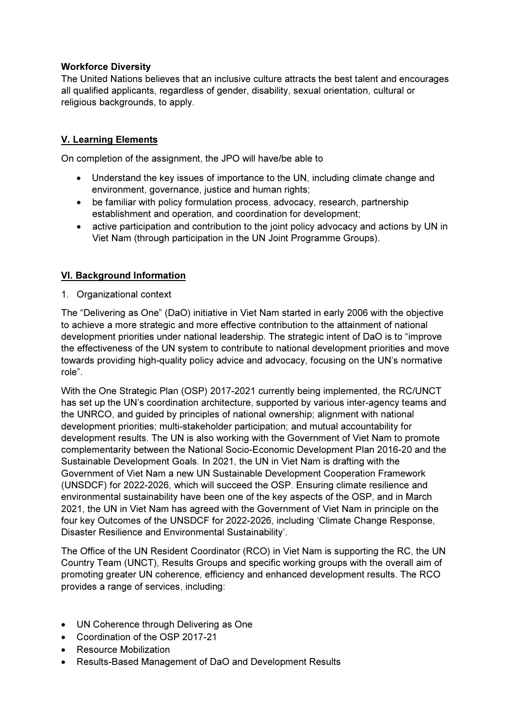**Workforce Diversity**
The United Nations believes that an inclusive culture attracts the best talent and encourages all qualified applicants, regardless of gender, disability, sexual orientation, cultural or religious backgrounds, to apply.

## V. Learning Elements

On completion of the assignment, the JPO will have/be able to

- Understand the key issues of importance to the UN, including climate change and environment, governance, justice and human rights;
- be familiar with policy formulation process, advocacy, research, partnership establishment and operation, and coordination for development;
- active participation and contribution to the joint policy advocacy and actions by UN in Viet Nam (through participation in the UN Joint Programme Groups).

## VI. Background Information

1. Organizational context

The "Delivering as One" (DaO) initiative in Viet Nam started in early 2006 with the objective to achieve a more strategic and more effective contribution to the attainment of national development priorities under national leadership. The strategic intent of DaO is to "improve the effectiveness of the UN system to contribute to national development priorities and move towards providing high-quality policy advice and advocacy, focusing on the UN's normative role".

With the One Strategic Plan (OSP) 2017-2021 currently being implemented, the RC/UNCT has set up the UN's coordination architecture, supported by various inter-agency teams and the UNRCO, and guided by principles of national ownership; alignment with national development priorities; multi-stakeholder participation; and mutual accountability for development results. The UN is also working with the Government of Viet Nam to promote complementarity between the National Socio-Economic Development Plan 2016-20 and the Sustainable Development Goals. In 2021, the UN in Viet Nam is drafting with the Government of Viet Nam a new UN Sustainable Development Cooperation Framework (UNSDCF) for 2022-2026, which will succeed the OSP. Ensuring climate resilience and environmental sustainability have been one of the key aspects of the OSP, and in March 2021, the UN in Viet Nam has agreed with the Government of Viet Nam in principle on the four key Outcomes of the UNSDCF for 2022-2026, including 'Climate Change Response, Disaster Resilience and Environmental Sustainability'.

The Office of the UN Resident Coordinator (RCO) in Viet Nam is supporting the RC, the UN Country Team (UNCT), Results Groups and specific working groups with the overall aim of promoting greater UN coherence, efficiency and enhanced development results. The RCO provides a range of services, including:

- UN Coherence through Delivering as One
- Coordination of the OSP 2017-21
- Resource Mobilization
- Results-Based Management of DaO and Development Results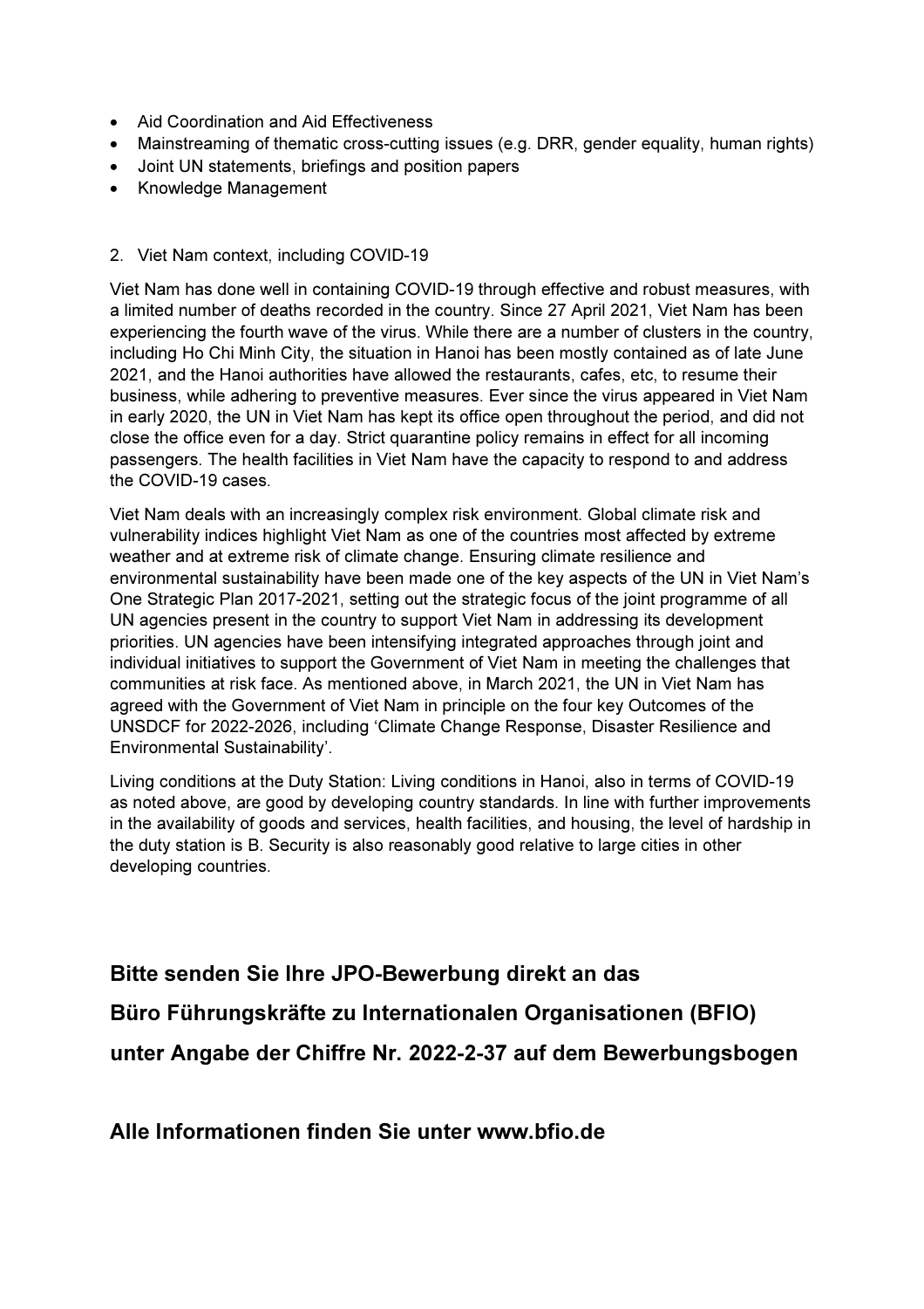- Aid Coordination and Aid Effectiveness
- Mainstreaming of thematic cross-cutting issues (e.g. DRR, gender equality, human rights)
- Joint UN statements, briefings and position papers
- Knowledge Management

2. Viet Nam context, including COVID-19

Viet Nam has done well in containing COVID-19 through effective and robust measures, with a limited number of deaths recorded in the country. Since 27 April 2021, Viet Nam has been experiencing the fourth wave of the virus. While there are a number of clusters in the country, including Ho Chi Minh City, the situation in Hanoi has been mostly contained as of late June 2021, and the Hanoi authorities have allowed the restaurants, cafes, etc, to resume their business, while adhering to preventive measures. Ever since the virus appeared in Viet Nam in early 2020, the UN in Viet Nam has kept its office open throughout the period, and did not close the office even for a day. Strict quarantine policy remains in effect for all incoming passengers. The health facilities in Viet Nam have the capacity to respond to and address the COVID-19 cases.

Viet Nam deals with an increasingly complex risk environment. Global climate risk and vulnerability indices highlight Viet Nam as one of the countries most affected by extreme weather and at extreme risk of climate change. Ensuring climate resilience and environmental sustainability have been made one of the key aspects of the UN in Viet Nam's One Strategic Plan 2017-2021, setting out the strategic focus of the joint programme of all UN agencies present in the country to support Viet Nam in addressing its development priorities. UN agencies have been intensifying integrated approaches through joint and individual initiatives to support the Government of Viet Nam in meeting the challenges that communities at risk face. As mentioned above, in March 2021, the UN in Viet Nam has agreed with the Government of Viet Nam in principle on the four key Outcomes of the UNSDCF for 2022-2026, including 'Climate Change Response, Disaster Resilience and Environmental Sustainability'.

Living conditions at the Duty Station: Living conditions in Hanoi, also in terms of COVID-19 as noted above, are good by developing country standards. In line with further improvements in the availability of goods and services, health facilities, and housing, the level of hardship in the duty station is B. Security is also reasonably good relative to large cities in other developing countries.

**Bitte senden Sie Ihre JPO-Bewerbung direkt an das**

**Büro Führungskräfte zu Internationalen Organisationen (BFIO)**

**unter Angabe der Chiffre Nr. 2022-2-37 auf dem Bewerbungsbogen**

**Alle Informationen finden Sie unter www.bfio.de**